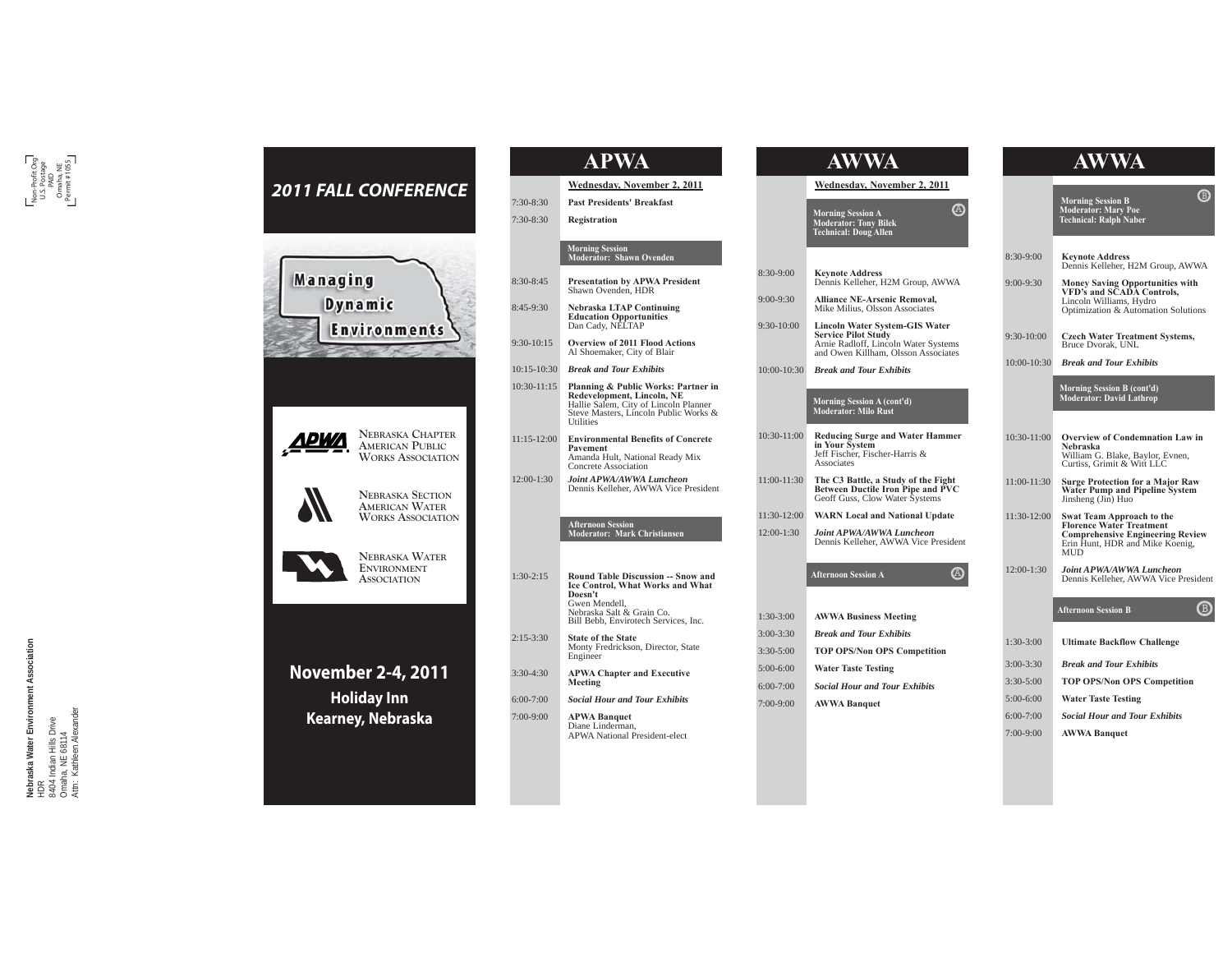Non-Profit Org
U.S. Postage
PAID
Omaha, NE
Permit #1055

**Nebraska Water Environment Association**
HDR
8404 Indian Hills Drive
Omaha, NE 68114
Attn: Kathleen Alexander

# 2011 FALL CONFERENCE

**Managing Dynamic Environments**

NEBRASKA CHAPTER AMERICAN PUBLIC WORKS ASSOCIATION

NEBRASKA SECTION AMERICAN WATER WORKS ASSOCIATION

NEBRASKA WATER ENVIRONMENT ASSOCIATION

## November 2-4, 2011

**Holiday Inn**
**Kearney, Nebraska**

# APWA

**Wednesday, November 2, 2011**

| Time | Event |
|---|---|
| 7:30-8:30 | **Past Presidents' Breakfast** |
| 7:30-8:30 | **Registration** |
| | **Morning Session** Moderator: Shawn Ovenden |
| 8:30-8:45 | **Presentation by APWA President** Shawn Ovenden, HDR |
| 8:45-9:30 | **Nebraska LTAP Continuing Education Opportunities** Dan Cady, NELTAP |
| 9:30-10:15 | **Overview of 2011 Flood Actions** Al Shoemaker, City of Blair |
| 10:15-10:30 | ***Break and Tour Exhibits*** |
| 10:30-11:15 | **Planning & Public Works: Partner in Redevelopment, Lincoln, NE** Hallie Salem, City of Lincoln Planner; Steve Masters, Lincoln Public Works & Utilities |
| 11:15-12:00 | **Environmental Benefits of Concrete Pavement** Amanda Hult, National Ready Mix Concrete Association |
| 12:00-1:30 | ***Joint APWA/AWWA Luncheon*** Dennis Kelleher, AWWA Vice President |
| | **Afternoon Session** Moderator: Mark Christiansen |
| 1:30-2:15 | **Round Table Discussion -- Snow and Ice Control, What Works and What Doesn't** Gwen Mendell, Nebraska Salt & Grain Co.; Bill Bebb, Envirotech Services, Inc. |
| 2:15-3:30 | **State of the State** Monty Fredrickson, Director, State Engineer |
| 3:30-4:30 | **APWA Chapter and Executive Meeting** |
| 6:00-7:00 | ***Social Hour and Tour Exhibits*** |
| 7:00-9:00 | **APWA Banquet** Diane Linderman, APWA National President-elect |

# AWWA

**Wednesday, November 2, 2011**

| Time | Event |
|---|---|
| | **Morning Session A** (A) Moderator: Tony Bilek; Technical: Doug Allen |
| 8:30-9:00 | **Keynote Address** Dennis Kelleher, H2M Group, AWWA |
| 9:00-9:30 | **Alliance NE-Arsenic Removal,** Mike Milius, Olsson Associates |
| 9:30-10:00 | **Lincoln Water System-GIS Water Service Pilot Study** Arnie Radloff, Lincoln Water Systems and Owen Killham, Olsson Associates |
| 10:00-10:30 | ***Break and Tour Exhibits*** |
| | **Morning Session A (cont'd)** Moderator: Milo Rust |
| 10:30-11:00 | **Reducing Surge and Water Hammer in Your System** Jeff Fischer, Fischer-Harris & Associates |
| 11:00-11:30 | **The C3 Battle, a Study of the Fight Between Ductile Iron Pipe and PVC** Geoff Guss, Clow Water Systems |
| 11:30-12:00 | **WARN Local and National Update** |
| 12:00-1:30 | ***Joint APWA/AWWA Luncheon*** Dennis Kelleher, AWWA Vice President |
| | **Afternoon Session A** (A) |
| 1:30-3:00 | **AWWA Business Meeting** |
| 3:00-3:30 | ***Break and Tour Exhibits*** |
| 3:30-5:00 | **TOP OPS/Non OPS Competition** |
| 5:00-6:00 | **Water Taste Testing** |
| 6:00-7:00 | ***Social Hour and Tour Exhibits*** |
| 7:00-9:00 | **AWWA Banquet** |

# AWWA

| Time | Event |
|---|---|
| | **Morning Session B** (B) Moderator: Mary Poe; Technical: Ralph Naber |
| 8:30-9:00 | **Keynote Address** Dennis Kelleher, H2M Group, AWWA |
| 9:00-9:30 | **Money Saving Opportunities with VFD's and SCADA Controls,** Lincoln Williams, Hydro Optimization & Automation Solutions |
| 9:30-10:00 | **Czech Water Treatment Systems,** Bruce Dvorak, UNL |
| 10:00-10:30 | ***Break and Tour Exhibits*** |
| | **Morning Session B (cont'd)** Moderator: David Lathrop |
| 10:30-11:00 | **Overview of Condemnation Law in Nebraska** William G. Blake, Baylor, Evnen, Curtiss, Grimit & Witt LLC |
| 11:00-11:30 | **Surge Protection for a Major Raw Water Pump and Pipeline System** Jinsheng (Jin) Huo |
| 11:30-12:00 | **Swat Team Approach to the Florence Water Treatment Comprehensive Engineering Review** Erin Hunt, HDR and Mike Koenig, MUD |
| 12:00-1:30 | ***Joint APWA/AWWA Luncheon*** Dennis Kelleher, AWWA Vice President |
| | **Afternoon Session B** (B) |
| 1:30-3:00 | **Ultimate Backflow Challenge** |
| 3:00-3:30 | ***Break and Tour Exhibits*** |
| 3:30-5:00 | **TOP OPS/Non OPS Competition** |
| 5:00-6:00 | **Water Taste Testing** |
| 6:00-7:00 | ***Social Hour and Tour Exhibits*** |
| 7:00-9:00 | **AWWA Banquet** |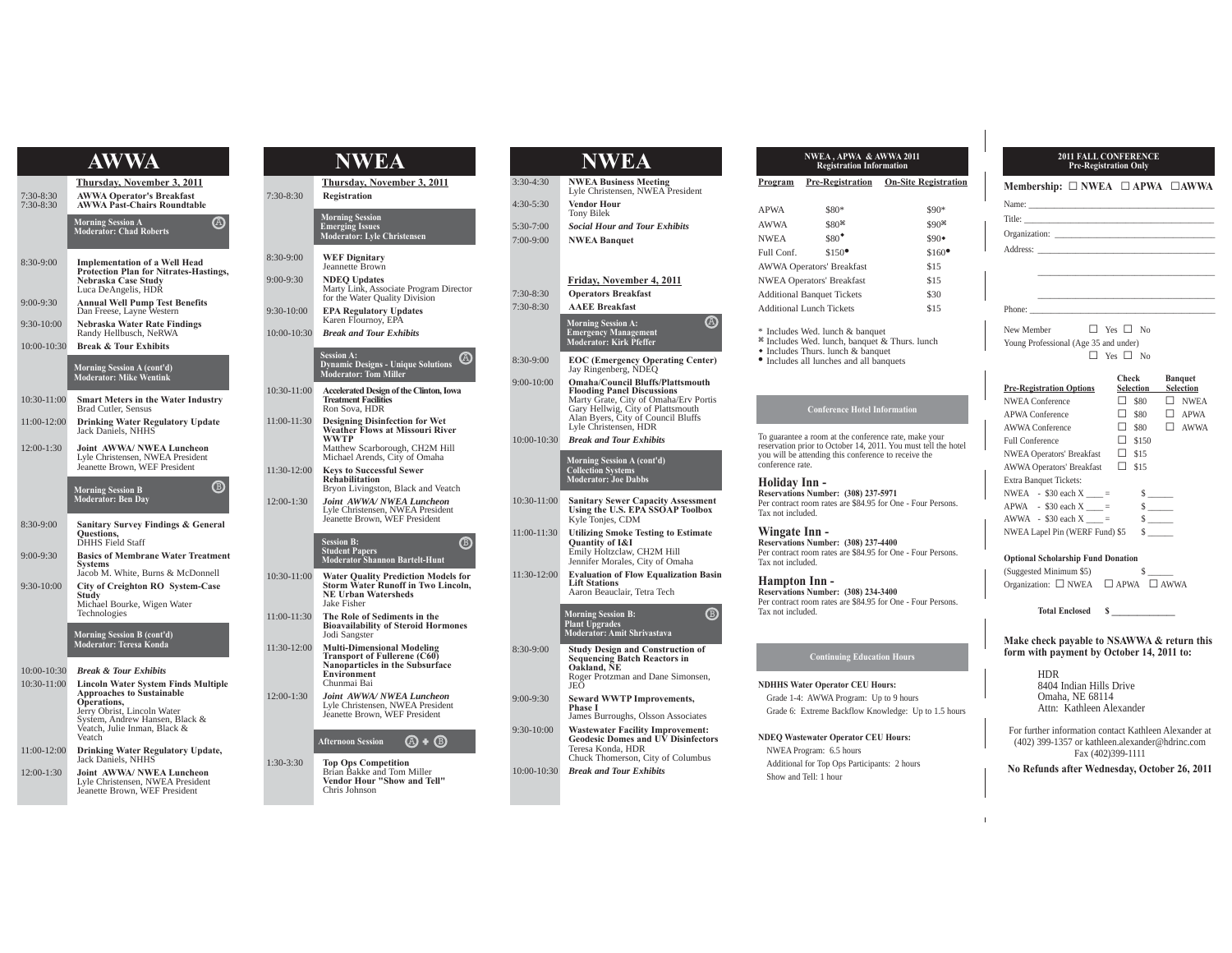# AWWA

## Thursday, November 3, 2011

7:30-8:30 **AWWA Operator's Breakfast**
7:30-8:30 **AWWA Past-Chairs Roundtable**

### Morning Session A (A)
**Moderator: Chad Roberts**

| | |
|---|---|
| 8:30-9:00 | **Implementation of a Well Head Protection Plan for Nitrates-Hastings, Nebraska Case Study** Luca DeAngelis, HDR |
| 9:00-9:30 | **Annual Well Pump Test Benefits** Dan Freese, Layne Western |
| 9:30-10:00 | **Nebraska Water Rate Findings** Randy Hellbusch, NeRWA |
| 10:00-10:30 | **Break & Tour Exhibits** |

### Morning Session A (cont'd)
**Moderator: Mike Wentink**

| | |
|---|---|
| 10:30-11:00 | **Smart Meters in the Water Industry** Brad Cutler, Sensus |
| 11:00-12:00 | **Drinking Water Regulatory Update** Jack Daniels, NHHS |
| 12:00-1:30 | **Joint AWWA/ NWEA Luncheon** Lyle Christensen, NWEA President; Jeanette Brown, WEF President |

### Morning Session B (B)
**Moderator: Ben Day**

| | |
|---|---|
| 8:30-9:00 | **Sanitary Survey Findings & General Questions,** DHHS Field Staff |
| 9:00-9:30 | **Basics of Membrane Water Treatment Systems** Jacob M. White, Burns & McDonnell |
| 9:30-10:00 | **City of Creighton RO System-Case Study** Michael Bourke, Wigen Water Technologies |

### Morning Session B (cont'd)
**Moderator: Teresa Konda**

| | |
|---|---|
| 10:00-10:30 | *Break & Tour Exhibits* |
| 10:30-11:00 | **Lincoln Water System Finds Multiple Approaches to Sustainable Operations,** Jerry Obrist, Lincoln Water System, Andrew Hansen, Black & Veatch, Julie Inman, Black & Veatch |
| 11:00-12:00 | **Drinking Water Regulatory Update,** Jack Daniels, NHHS |
| 12:00-1:30 | **Joint AWWA/ NWEA Luncheon** Lyle Christensen, NWEA President; Jeanette Brown, WEF President |

# NWEA

## Thursday, November 3, 2011

7:30-8:30 **Registration**

### Morning Session
**Emerging Issues**
**Moderator: Lyle Christensen**

| | |
|---|---|
| 8:30-9:00 | **WEF Dignitary** Jeannette Brown |
| 9:00-9:30 | **NDEQ Updates** Marty Link, Associate Program Director for the Water Quality Division |
| 9:30-10:00 | **EPA Regulatory Updates** Karen Flournoy, EPA |
| 10:00-10:30 | *Break and Tour Exhibits* |

### Session A: (A)
**Dynamic Designs - Unique Solutions**
**Moderator: Tom Miller**

| | |
|---|---|
| 10:30-11:00 | **Accelerated Design of the Clinton, Iowa Treatment Facilities** Ron Sova, HDR |
| 11:00-11:30 | **Designing Disinfection for Wet Weather Flows at Missouri River WWTP** Matthew Scarborough, CH2M Hill; Michael Arends, City of Omaha |
| 11:30-12:00 | **Keys to Successful Sewer Rehabilitation** Bryon Livingston, Black and Veatch |
| 12:00-1:30 | ***Joint AWWA/ NWEA Luncheon*** Lyle Christensen, NWEA President; Jeanette Brown, WEF President |

### Session B: (B)
**Student Papers**
**Moderator Shannon Bartelt-Hunt**

| | |
|---|---|
| 10:30-11:00 | **Water Quality Prediction Models for Storm Water Runoff in Two Lincoln, NE Urban Watersheds** Jake Fisher |
| 11:00-11:30 | **The Role of Sediments in the Bioavailability of Steroid Hormones** Jodi Sangster |
| 11:30-12:00 | **Multi-Dimensional Modeling Transport of Fullerene (C60) Nanoparticles in the Subsurface Environment** Chunmai Bai |
| 12:00-1:30 | ***Joint AWWA/ NWEA Luncheon*** Lyle Christensen, NWEA President; Jeanette Brown, WEF President |

### Afternoon Session (A) + (B)

| | |
|---|---|
| 1:30-3:30 | **Top Ops Competition** Brian Bakke and Tom Miller; **Vendor Hour "Show and Tell"** Chris Johnson |

# NWEA

| | |
|---|---|
| 3:30-4:30 | **NWEA Business Meeting** Lyle Christensen, NWEA President |
| 4:30-5:30 | **Vendor Hour** Tony Bilek |
| 5:30-7:00 | ***Social Hour and Tour Exhibits*** |
| 7:00-9:00 | **NWEA Banquet** |

## Friday, November 4, 2011

7:30-8:30 **Operators Breakfast**
7:30-8:30 **AAEE Breakfast**

### Morning Session A: (A)
**Emergency Management**
**Moderator: Kirk Pfeffer**

| | |
|---|---|
| 8:30-9:00 | **EOC (Emergency Operating Center)** Jay Ringenberg, NDEQ |
| 9:00-10:00 | **Omaha/Council Bluffs/Plattsmouth Flooding Panel Discussions** Marty Grate, City of Omaha/Erv Portis; Gary Hellwig, City of Plattsmouth; Alan Byers, City of Council Bluffs; Lyle Christensen, HDR |
| 10:00-10:30 | *Break and Tour Exhibits* |

### Morning Session A (cont'd)
**Collection Systems**
**Moderator: Joe Dabbs**

| | |
|---|---|
| 10:30-11:00 | **Sanitary Sewer Capacity Assessment Using the U.S. EPA SSOAP Toolbox** Kyle Tonjes, CDM |
| 11:00-11:30 | **Utilizing Smoke Testing to Estimate Quantity of I&I** Emily Holtzclaw, CH2M Hill; Jennifer Morales, City of Omaha |
| 11:30-12:00 | **Evaluation of Flow Equalization Basin Lift Stations** Aaron Beauclair, Tetra Tech |

### Morning Session B: (B)
**Plant Upgrades**
**Moderator: Amit Shrivastava**

| | |
|---|---|
| 8:30-9:00 | **Study Design and Construction of Sequencing Batch Reactors in Oakland, NE** Roger Protzman and Dane Simonsen, JEO |
| 9:00-9:30 | **Seward WWTP Improvements, Phase I** James Burroughs, Olsson Associates |
| 9:30-10:00 | **Wastewater Facility Improvement: Geodesic Domes and UV Disinfectors** Teresa Konda, HDR; Chuck Thomerson, City of Columbus |
| 10:00-10:30 | *Break and Tour Exhibits* |

# NWEA, APWA & AWWA 2011 Registration Information

| Program | Pre-Registration | On-Site Registration |
|---|---|---|
| APWA | $80* | $90* |
| AWWA | $80⌘ | $90⌘ |
| NWEA | $80◆ | $90◆ |
| Full Conf. | $150● | $160● |
| AWWA Operators' Breakfast | | $15 |
| NWEA Operators' Breakfast | | $15 |
| Additional Banquet Tickets | | $30 |
| Additional Lunch Tickets | | $15 |

\* Includes Wed. lunch & banquet
⌘ Includes Wed. lunch, banquet & Thurs. lunch
◆ Includes Thurs. lunch & banquet
● Includes all lunches and all banquets

## Conference Hotel Information

To guarantee a room at the conference rate, make your reservation prior to October 14, 2011. You must tell the hotel you will be attending this conference to receive the conference rate.

### Holiday Inn -
**Reservations Number: (308) 237-5971**
Per contract room rates are $84.95 for One - Four Persons. Tax not included.

### Wingate Inn -
**Reservations Number: (308) 237-4400**
Per contract room rates are $84.95 for One - Four Persons. Tax not included.

### Hampton Inn -
**Reservations Number: (308) 234-3400**
Per contract room rates are $84.95 for One - Four Persons. Tax not included.

## Continuing Education Hours

**NDHHS Water Operator CEU Hours:**
Grade 1-4: AWWA Program: Up to 9 hours
Grade 6: Extreme Backflow Knowledge: Up to 1.5 hours

**NDEQ Wastewater Operator CEU Hours:**
NWEA Program: 6.5 hours
Additional for Top Ops Participants: 2 hours
Show and Tell: 1 hour

# 2011 FALL CONFERENCE
## Pre-Registration Only

**Membership:** ☐ **NWEA** ☐ **APWA** ☐ **AWWA**

Name: ____________________
Title: ____________________
Organization: ____________________
Address: ____________________
____________________
____________________
Phone: ____________________

New Member ☐ Yes ☐ No
Young Professional (Age 35 and under) ☐ Yes ☐ No

| Pre-Registration Options | Check Selection | Banquet Selection |
|---|---|---|
| NWEA Conference | ☐ $80 | ☐ NWEA |
| APWA Conference | ☐ $80 | ☐ APWA |
| AWWA Conference | ☐ $80 | ☐ AWWA |
| Full Conference | ☐ $150 | |
| NWEA Operators' Breakfast | ☐ $15 | |
| AWWA Operators' Breakfast | ☐ $15 | |

Extra Banquet Tickets:
NWEA - $30 each X ____ = $ ______
APWA - $30 each X ____ = $ ______
AWWA - $30 each X ____ = $ ______
NWEA Lapel Pin (WERF Fund) $5 $ ______

**Optional Scholarship Fund Donation**
(Suggested Minimum $5) $ ______
Organization: ☐ NWEA ☐ APWA ☐ AWWA

**Total Enclosed $ ______________**

**Make check payable to NSAWWA & return this form with payment by October 14, 2011 to:**

HDR
8404 Indian Hills Drive
Omaha, NE 68114
Attn: Kathleen Alexander

For further information contact Kathleen Alexander at (402) 399-1357 or kathleen.alexander@hdrinc.com Fax (402)399-1111

**No Refunds after Wednesday, October 26, 2011**